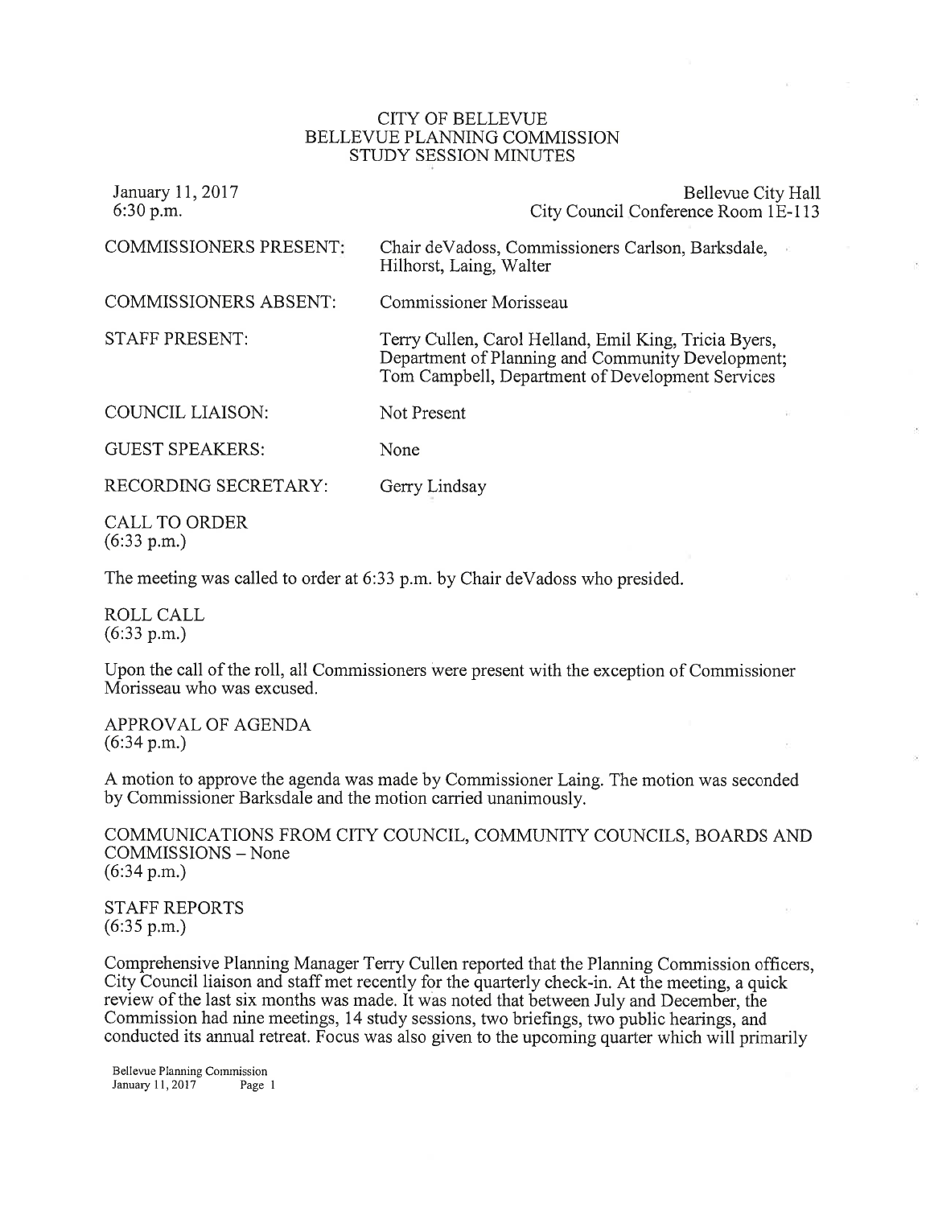# CITY OF BELLEVUE
# BELLEVUE PLANNING COMMISSION
# STUDY SESSION MINUTES

January 11, 2017
6:30 p.m.

Bellevue City Hall
City Council Conference Room 1E-113

| | |
|---|---|
| COMMISSIONERS PRESENT: | Chair deVadoss, Commissioners Carlson, Barksdale, Hilhorst, Laing, Walter |
| COMMISSIONERS ABSENT: | Commissioner Morisseau |
| STAFF PRESENT: | Terry Cullen, Carol Helland, Emil King, Tricia Byers, Department of Planning and Community Development; Tom Campbell, Department of Development Services |
| COUNCIL LIAISON: | Not Present |
| GUEST SPEAKERS: | None |
| RECORDING SECRETARY: | Gerry Lindsay |

CALL TO ORDER
(6:33 p.m.)

The meeting was called to order at 6:33 p.m. by Chair deVadoss who presided.

ROLL CALL
(6:33 p.m.)

Upon the call of the roll, all Commissioners were present with the exception of Commissioner Morisseau who was excused.

APPROVAL OF AGENDA
(6:34 p.m.)

A motion to approve the agenda was made by Commissioner Laing. The motion was seconded by Commissioner Barksdale and the motion carried unanimously.

COMMUNICATIONS FROM CITY COUNCIL, COMMUNITY COUNCILS, BOARDS AND COMMISSIONS – None
(6:34 p.m.)

STAFF REPORTS
(6:35 p.m.)

Comprehensive Planning Manager Terry Cullen reported that the Planning Commission officers, City Council liaison and staff met recently for the quarterly check-in. At the meeting, a quick review of the last six months was made. It was noted that between July and December, the Commission had nine meetings, 14 study sessions, two briefings, two public hearings, and conducted its annual retreat. Focus was also given to the upcoming quarter which will primarily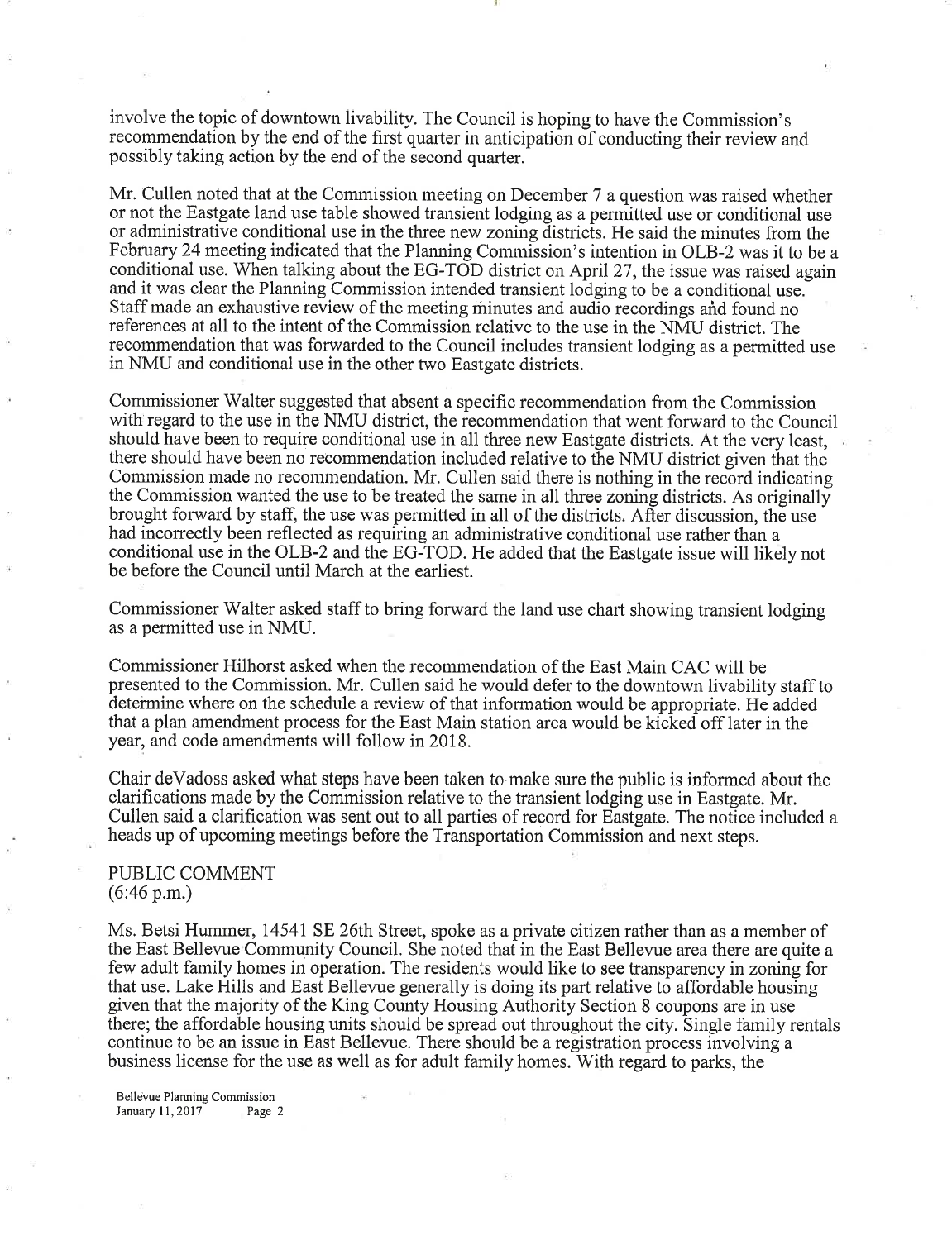involve the topic of downtown livability. The Council is hoping to have the Commission's recommendation by the end of the first quarter in anticipation of conducting their review and possibly taking action by the end of the second quarter.

Mr. Cullen noted that at the Commission meeting on December 7 a question was raised whether or not the Eastgate land use table showed transient lodging as a permitted use or conditional use or administrative conditional use in the three new zoning districts. He said the minutes from the February 24 meeting indicated that the Planning Commission's intention in OLB-2 was it to be a conditional use. When talking about the EG-TOD district on April 27, the issue was raised again and it was clear the Planning Commission intended transient lodging to be a conditional use. Staff made an exhaustive review of the meeting minutes and audio recordings and found no references at all to the intent of the Commission relative to the use in the NMU district. The recommendation that was forwarded to the Council includes transient lodging as a permitted use in NMU and conditional use in the other two Eastgate districts.

Commissioner Walter suggested that absent a specific recommendation from the Commission with regard to the use in the NMU district, the recommendation that went forward to the Council should have been to require conditional use in all three new Eastgate districts. At the very least, there should have been no recommendation included relative to the NMU district given that the Commission made no recommendation. Mr. Cullen said there is nothing in the record indicating the Commission wanted the use to be treated the same in all three zoning districts. As originally brought forward by staff, the use was permitted in all of the districts. After discussion, the use had incorrectly been reflected as requiring an administrative conditional use rather than a conditional use in the OLB-2 and the EG-TOD. He added that the Eastgate issue will likely not be before the Council until March at the earliest.

Commissioner Walter asked staff to bring forward the land use chart showing transient lodging as a permitted use in NMU.

Commissioner Hilhorst asked when the recommendation of the East Main CAC will be presented to the Commission. Mr. Cullen said he would defer to the downtown livability staff to determine where on the schedule a review of that information would be appropriate. He added that a plan amendment process for the East Main station area would be kicked off later in the year, and code amendments will follow in 2018.

Chair deVadoss asked what steps have been taken to make sure the public is informed about the clarifications made by the Commission relative to the transient lodging use in Eastgate. Mr. Cullen said a clarification was sent out to all parties of record for Eastgate. The notice included a heads up of upcoming meetings before the Transportation Commission and next steps.

PUBLIC COMMENT
(6:46 p.m.)

Ms. Betsi Hummer, 14541 SE 26th Street, spoke as a private citizen rather than as a member of the East Bellevue Community Council. She noted that in the East Bellevue area there are quite a few adult family homes in operation. The residents would like to see transparency in zoning for that use. Lake Hills and East Bellevue generally is doing its part relative to affordable housing given that the majority of the King County Housing Authority Section 8 coupons are in use there; the affordable housing units should be spread out throughout the city. Single family rentals continue to be an issue in East Bellevue. There should be a registration process involving a business license for the use as well as for adult family homes. With regard to parks, the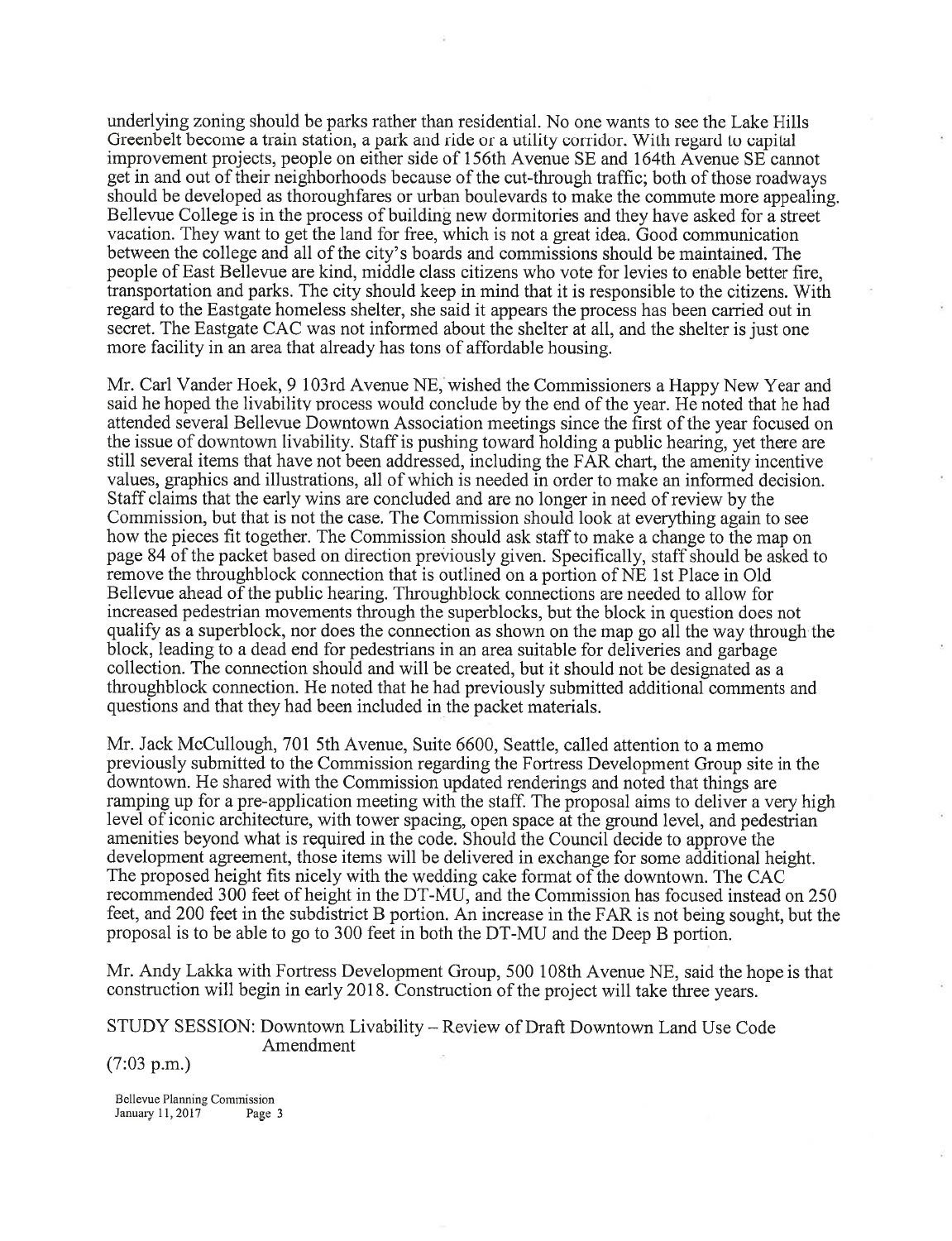underlying zoning should be parks rather than residential. No one wants to see the Lake Hills Greenbelt become a train station, a park and ride or a utility corridor. With regard to capital improvement projects, people on either side of 156th Avenue SE and 164th Avenue SE cannot get in and out of their neighborhoods because of the cut-through traffic; both of those roadways should be developed as thoroughfares or urban boulevards to make the commute more appealing. Bellevue College is in the process of building new dormitories and they have asked for a street vacation. They want to get the land for free, which is not a great idea. Good communication between the college and all of the city's boards and commissions should be maintained. The people of East Bellevue are kind, middle class citizens who vote for levies to enable better fire, transportation and parks. The city should keep in mind that it is responsible to the citizens. With regard to the Eastgate homeless shelter, she said it appears the process has been carried out in secret. The Eastgate CAC was not informed about the shelter at all, and the shelter is just one more facility in an area that already has tons of affordable housing.

Mr. Carl Vander Hoek, 9 103rd Avenue NE, wished the Commissioners a Happy New Year and said he hoped the livability process would conclude by the end of the year. He noted that he had attended several Bellevue Downtown Association meetings since the first of the year focused on the issue of downtown livability. Staff is pushing toward holding a public hearing, yet there are still several items that have not been addressed, including the FAR chart, the amenity incentive values, graphics and illustrations, all of which is needed in order to make an informed decision. Staff claims that the early wins are concluded and are no longer in need of review by the Commission, but that is not the case. The Commission should look at everything again to see how the pieces fit together. The Commission should ask staff to make a change to the map on page 84 of the packet based on direction previously given. Specifically, staff should be asked to remove the throughblock connection that is outlined on a portion of NE 1st Place in Old Bellevue ahead of the public hearing. Throughblock connections are needed to allow for increased pedestrian movements through the superblocks, but the block in question does not qualify as a superblock, nor does the connection as shown on the map go all the way through the block, leading to a dead end for pedestrians in an area suitable for deliveries and garbage collection. The connection should and will be created, but it should not be designated as a throughblock connection. He noted that he had previously submitted additional comments and questions and that they had been included in the packet materials.

Mr. Jack McCullough, 701 5th Avenue, Suite 6600, Seattle, called attention to a memo previously submitted to the Commission regarding the Fortress Development Group site in the downtown. He shared with the Commission updated renderings and noted that things are ramping up for a pre-application meeting with the staff. The proposal aims to deliver a very high level of iconic architecture, with tower spacing, open space at the ground level, and pedestrian amenities beyond what is required in the code. Should the Council decide to approve the development agreement, those items will be delivered in exchange for some additional height. The proposed height fits nicely with the wedding cake format of the downtown. The CAC recommended 300 feet of height in the DT-MU, and the Commission has focused instead on 250 feet, and 200 feet in the subdistrict B portion. An increase in the FAR is not being sought, but the proposal is to be able to go to 300 feet in both the DT-MU and the Deep B portion.

Mr. Andy Lakka with Fortress Development Group, 500 108th Avenue NE, said the hope is that construction will begin in early 2018. Construction of the project will take three years.

STUDY SESSION: Downtown Livability – Review of Draft Downtown Land Use Code Amendment

(7:03 p.m.)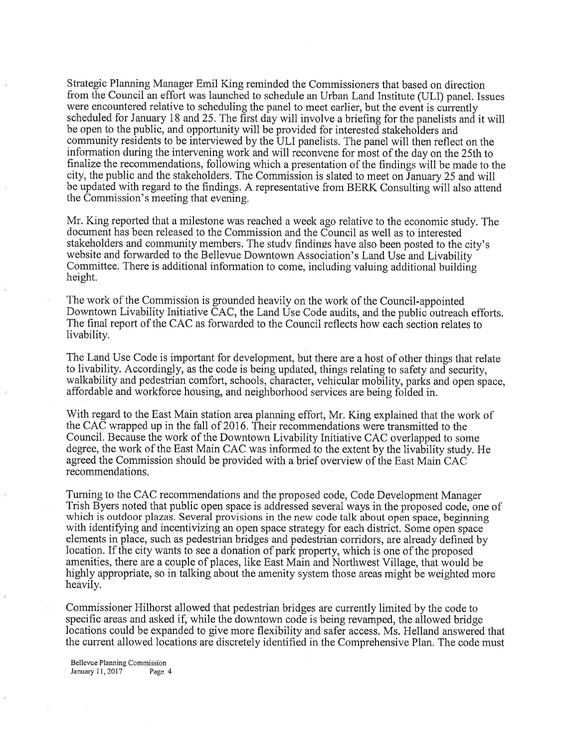Strategic Planning Manager Emil King reminded the Commissioners that based on direction from the Council an effort was launched to schedule an Urban Land Institute (ULI) panel. Issues were encountered relative to scheduling the panel to meet earlier, but the event is currently scheduled for January 18 and 25. The first day will involve a briefing for the panelists and it will be open to the public, and opportunity will be provided for interested stakeholders and community residents to be interviewed by the ULI panelists. The panel will then reflect on the information during the intervening work and will reconvene for most of the day on the 25th to finalize the recommendations, following which a presentation of the findings will be made to the city, the public and the stakeholders. The Commission is slated to meet on January 25 and will be updated with regard to the findings. A representative from BERK Consulting will also attend the Commission's meeting that evening.

Mr. King reported that a milestone was reached a week ago relative to the economic study. The document has been released to the Commission and the Council as well as to interested stakeholders and community members. The study findings have also been posted to the city's website and forwarded to the Bellevue Downtown Association's Land Use and Livability Committee. There is additional information to come, including valuing additional building height.

The work of the Commission is grounded heavily on the work of the Council-appointed Downtown Livability Initiative CAC, the Land Use Code audits, and the public outreach efforts. The final report of the CAC as forwarded to the Council reflects how each section relates to livability.

The Land Use Code is important for development, but there are a host of other things that relate to livability. Accordingly, as the code is being updated, things relating to safety and security, walkability and pedestrian comfort, schools, character, vehicular mobility, parks and open space, affordable and workforce housing, and neighborhood services are being folded in.

With regard to the East Main station area planning effort, Mr. King explained that the work of the CAC wrapped up in the fall of 2016. Their recommendations were transmitted to the Council. Because the work of the Downtown Livability Initiative CAC overlapped to some degree, the work of the East Main CAC was informed to the extent by the livability study. He agreed the Commission should be provided with a brief overview of the East Main CAC recommendations.

Turning to the CAC recommendations and the proposed code, Code Development Manager Trish Byers noted that public open space is addressed several ways in the proposed code, one of which is outdoor plazas. Several provisions in the new code talk about open space, beginning with identifying and incentivizing an open space strategy for each district. Some open space elements in place, such as pedestrian bridges and pedestrian corridors, are already defined by location. If the city wants to see a donation of park property, which is one of the proposed amenities, there are a couple of places, like East Main and Northwest Village, that would be highly appropriate, so in talking about the amenity system those areas might be weighted more heavily.

Commissioner Hilhorst allowed that pedestrian bridges are currently limited by the code to specific areas and asked if, while the downtown code is being revamped, the allowed bridge locations could be expanded to give more flexibility and safer access. Ms. Helland answered that the current allowed locations are discretely identified in the Comprehensive Plan. The code must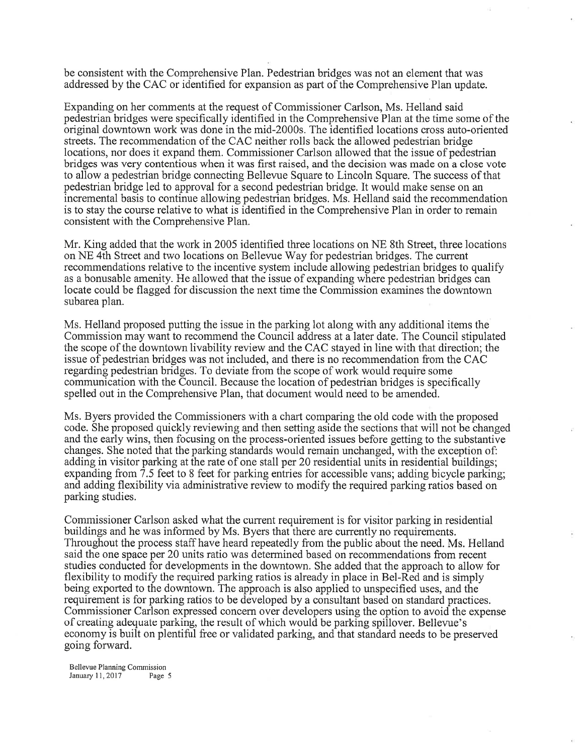be consistent with the Comprehensive Plan. Pedestrian bridges was not an element that was addressed by the CAC or identified for expansion as part of the Comprehensive Plan update.

Expanding on her comments at the request of Commissioner Carlson, Ms. Helland said pedestrian bridges were specifically identified in the Comprehensive Plan at the time some of the original downtown work was done in the mid-2000s. The identified locations cross auto-oriented streets. The recommendation of the CAC neither rolls back the allowed pedestrian bridge locations, nor does it expand them. Commissioner Carlson allowed that the issue of pedestrian bridges was very contentious when it was first raised, and the decision was made on a close vote to allow a pedestrian bridge connecting Bellevue Square to Lincoln Square. The success of that pedestrian bridge led to approval for a second pedestrian bridge. It would make sense on an incremental basis to continue allowing pedestrian bridges. Ms. Helland said the recommendation is to stay the course relative to what is identified in the Comprehensive Plan in order to remain consistent with the Comprehensive Plan.

Mr. King added that the work in 2005 identified three locations on NE 8th Street, three locations on NE 4th Street and two locations on Bellevue Way for pedestrian bridges. The current recommendations relative to the incentive system include allowing pedestrian bridges to qualify as a bonusable amenity. He allowed that the issue of expanding where pedestrian bridges can locate could be flagged for discussion the next time the Commission examines the downtown subarea plan.

Ms. Helland proposed putting the issue in the parking lot along with any additional items the Commission may want to recommend the Council address at a later date. The Council stipulated the scope of the downtown livability review and the CAC stayed in line with that direction; the issue of pedestrian bridges was not included, and there is no recommendation from the CAC regarding pedestrian bridges. To deviate from the scope of work would require some communication with the Council. Because the location of pedestrian bridges is specifically spelled out in the Comprehensive Plan, that document would need to be amended.

Ms. Byers provided the Commissioners with a chart comparing the old code with the proposed code. She proposed quickly reviewing and then setting aside the sections that will not be changed and the early wins, then focusing on the process-oriented issues before getting to the substantive changes. She noted that the parking standards would remain unchanged, with the exception of: adding in visitor parking at the rate of one stall per 20 residential units in residential buildings; expanding from 7.5 feet to 8 feet for parking entries for accessible vans; adding bicycle parking; and adding flexibility via administrative review to modify the required parking ratios based on parking studies.

Commissioner Carlson asked what the current requirement is for visitor parking in residential buildings and he was informed by Ms. Byers that there are currently no requirements. Throughout the process staff have heard repeatedly from the public about the need. Ms. Helland said the one space per 20 units ratio was determined based on recommendations from recent studies conducted for developments in the downtown. She added that the approach to allow for flexibility to modify the required parking ratios is already in place in Bel-Red and is simply being exported to the downtown. The approach is also applied to unspecified uses, and the requirement is for parking ratios to be developed by a consultant based on standard practices. Commissioner Carlson expressed concern over developers using the option to avoid the expense of creating adequate parking, the result of which would be parking spillover. Bellevue's economy is built on plentiful free or validated parking, and that standard needs to be preserved going forward.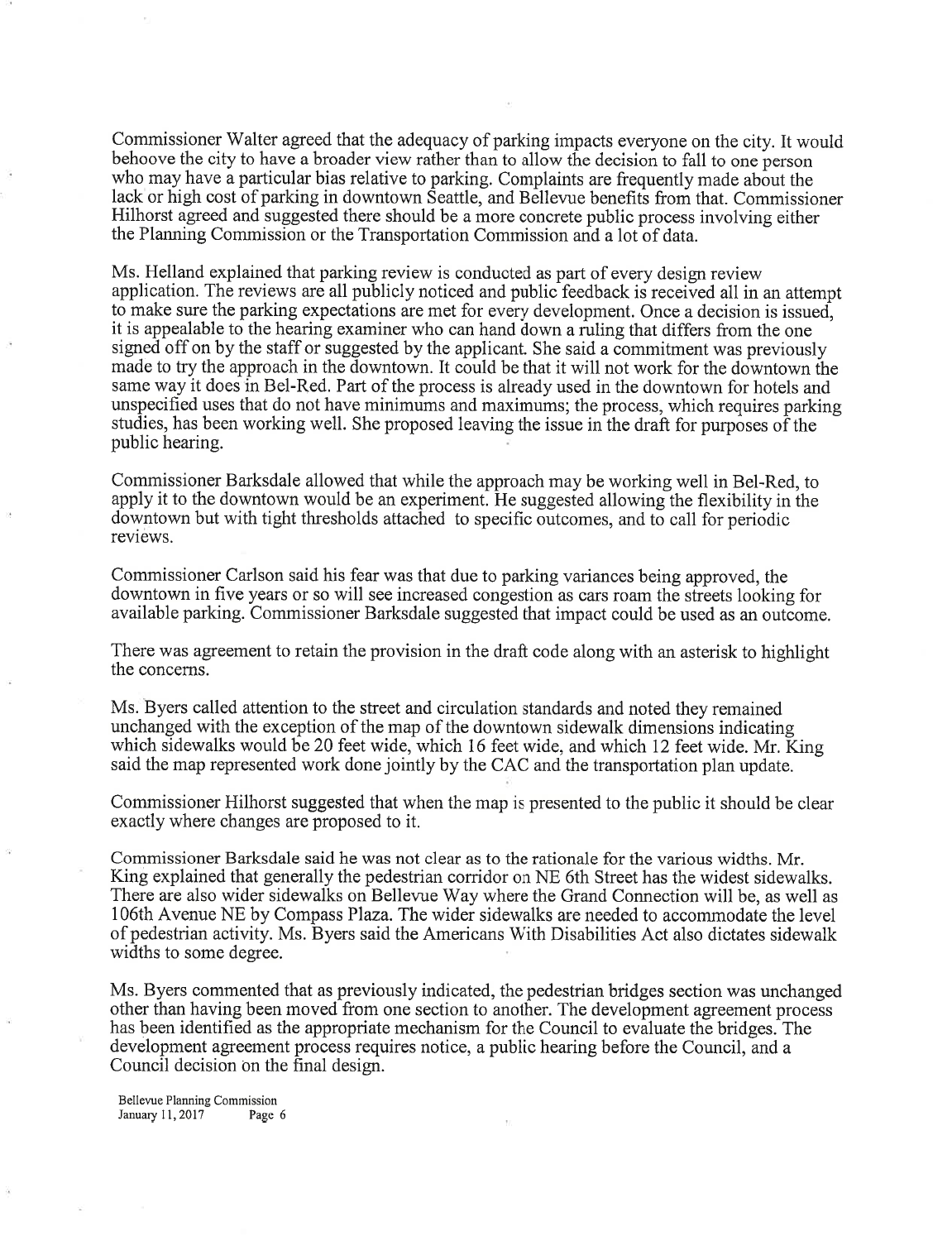Commissioner Walter agreed that the adequacy of parking impacts everyone on the city. It would behoove the city to have a broader view rather than to allow the decision to fall to one person who may have a particular bias relative to parking. Complaints are frequently made about the lack or high cost of parking in downtown Seattle, and Bellevue benefits from that. Commissioner Hilhorst agreed and suggested there should be a more concrete public process involving either the Planning Commission or the Transportation Commission and a lot of data.

Ms. Helland explained that parking review is conducted as part of every design review application. The reviews are all publicly noticed and public feedback is received all in an attempt to make sure the parking expectations are met for every development. Once a decision is issued, it is appealable to the hearing examiner who can hand down a ruling that differs from the one signed off on by the staff or suggested by the applicant. She said a commitment was previously made to try the approach in the downtown. It could be that it will not work for the downtown the same way it does in Bel-Red. Part of the process is already used in the downtown for hotels and unspecified uses that do not have minimums and maximums; the process, which requires parking studies, has been working well. She proposed leaving the issue in the draft for purposes of the public hearing.

Commissioner Barksdale allowed that while the approach may be working well in Bel-Red, to apply it to the downtown would be an experiment. He suggested allowing the flexibility in the downtown but with tight thresholds attached to specific outcomes, and to call for periodic reviews.

Commissioner Carlson said his fear was that due to parking variances being approved, the downtown in five years or so will see increased congestion as cars roam the streets looking for available parking. Commissioner Barksdale suggested that impact could be used as an outcome.

There was agreement to retain the provision in the draft code along with an asterisk to highlight the concerns.

Ms. Byers called attention to the street and circulation standards and noted they remained unchanged with the exception of the map of the downtown sidewalk dimensions indicating which sidewalks would be 20 feet wide, which 16 feet wide, and which 12 feet wide. Mr. King said the map represented work done jointly by the CAC and the transportation plan update.

Commissioner Hilhorst suggested that when the map is presented to the public it should be clear exactly where changes are proposed to it.

Commissioner Barksdale said he was not clear as to the rationale for the various widths. Mr. King explained that generally the pedestrian corridor on NE 6th Street has the widest sidewalks. There are also wider sidewalks on Bellevue Way where the Grand Connection will be, as well as 106th Avenue NE by Compass Plaza. The wider sidewalks are needed to accommodate the level of pedestrian activity. Ms. Byers said the Americans With Disabilities Act also dictates sidewalk widths to some degree.

Ms. Byers commented that as previously indicated, the pedestrian bridges section was unchanged other than having been moved from one section to another. The development agreement process has been identified as the appropriate mechanism for the Council to evaluate the bridges. The development agreement process requires notice, a public hearing before the Council, and a Council decision on the final design.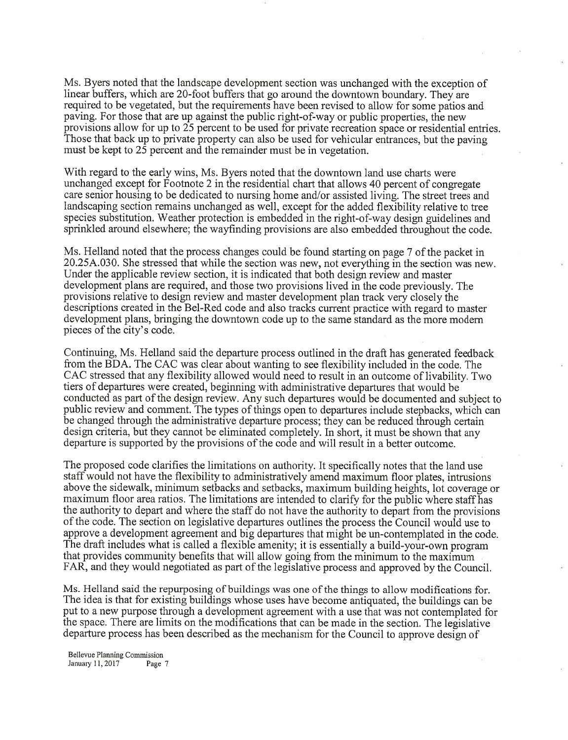Ms. Byers noted that the landscape development section was unchanged with the exception of linear buffers, which are 20-foot buffers that go around the downtown boundary. They are required to be vegetated, but the requirements have been revised to allow for some patios and paving. For those that are up against the public right-of-way or public properties, the new provisions allow for up to 25 percent to be used for private recreation space or residential entries. Those that back up to private property can also be used for vehicular entrances, but the paving must be kept to 25 percent and the remainder must be in vegetation.

With regard to the early wins, Ms. Byers noted that the downtown land use charts were unchanged except for Footnote 2 in the residential chart that allows 40 percent of congregate care senior housing to be dedicated to nursing home and/or assisted living. The street trees and landscaping section remains unchanged as well, except for the added flexibility relative to tree species substitution. Weather protection is embedded in the right-of-way design guidelines and sprinkled around elsewhere; the wayfinding provisions are also embedded throughout the code.

Ms. Helland noted that the process changes could be found starting on page 7 of the packet in 20.25A.030. She stressed that while the section was new, not everything in the section was new. Under the applicable review section, it is indicated that both design review and master development plans are required, and those two provisions lived in the code previously. The provisions relative to design review and master development plan track very closely the descriptions created in the Bel-Red code and also tracks current practice with regard to master development plans, bringing the downtown code up to the same standard as the more modern pieces of the city's code.

Continuing, Ms. Helland said the departure process outlined in the draft has generated feedback from the BDA. The CAC was clear about wanting to see flexibility included in the code. The CAC stressed that any flexibility allowed would need to result in an outcome of livability. Two tiers of departures were created, beginning with administrative departures that would be conducted as part of the design review. Any such departures would be documented and subject to public review and comment. The types of things open to departures include stepbacks, which can be changed through the administrative departure process; they can be reduced through certain design criteria, but they cannot be eliminated completely. In short, it must be shown that any departure is supported by the provisions of the code and will result in a better outcome.

The proposed code clarifies the limitations on authority. It specifically notes that the land use staff would not have the flexibility to administratively amend maximum floor plates, intrusions above the sidewalk, minimum setbacks and setbacks, maximum building heights, lot coverage or maximum floor area ratios. The limitations are intended to clarify for the public where staff has the authority to depart and where the staff do not have the authority to depart from the provisions of the code. The section on legislative departures outlines the process the Council would use to approve a development agreement and big departures that might be un-contemplated in the code. The draft includes what is called a flexible amenity; it is essentially a build-your-own program that provides community benefits that will allow going from the minimum to the maximum FAR, and they would negotiated as part of the legislative process and approved by the Council.

Ms. Helland said the repurposing of buildings was one of the things to allow modifications for. The idea is that for existing buildings whose uses have become antiquated, the buildings can be put to a new purpose through a development agreement with a use that was not contemplated for the space. There are limits on the modifications that can be made in the section. The legislative departure process has been described as the mechanism for the Council to approve design of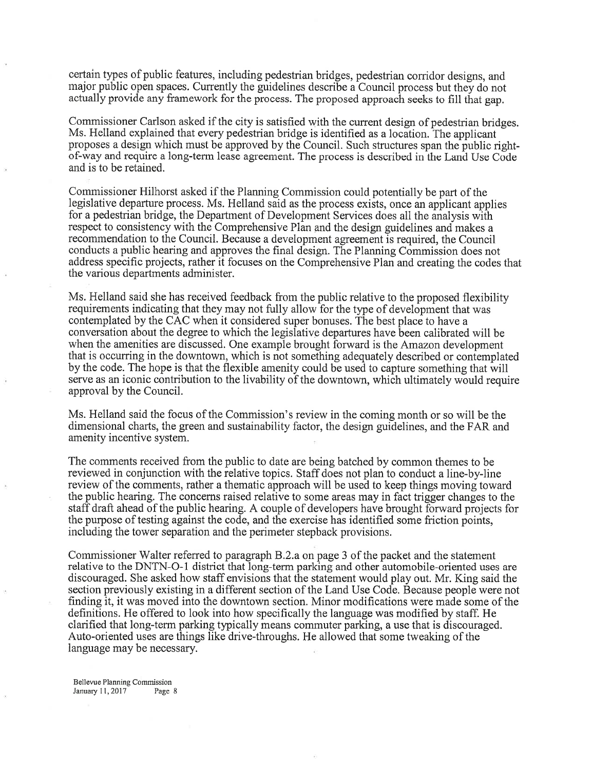certain types of public features, including pedestrian bridges, pedestrian corridor designs, and major public open spaces. Currently the guidelines describe a Council process but they do not actually provide any framework for the process. The proposed approach seeks to fill that gap.

Commissioner Carlson asked if the city is satisfied with the current design of pedestrian bridges. Ms. Helland explained that every pedestrian bridge is identified as a location. The applicant proposes a design which must be approved by the Council. Such structures span the public right-of-way and require a long-term lease agreement. The process is described in the Land Use Code and is to be retained.

Commissioner Hilhorst asked if the Planning Commission could potentially be part of the legislative departure process. Ms. Helland said as the process exists, once an applicant applies for a pedestrian bridge, the Department of Development Services does all the analysis with respect to consistency with the Comprehensive Plan and the design guidelines and makes a recommendation to the Council. Because a development agreement is required, the Council conducts a public hearing and approves the final design. The Planning Commission does not address specific projects, rather it focuses on the Comprehensive Plan and creating the codes that the various departments administer.

Ms. Helland said she has received feedback from the public relative to the proposed flexibility requirements indicating that they may not fully allow for the type of development that was contemplated by the CAC when it considered super bonuses. The best place to have a conversation about the degree to which the legislative departures have been calibrated will be when the amenities are discussed. One example brought forward is the Amazon development that is occurring in the downtown, which is not something adequately described or contemplated by the code. The hope is that the flexible amenity could be used to capture something that will serve as an iconic contribution to the livability of the downtown, which ultimately would require approval by the Council.

Ms. Helland said the focus of the Commission's review in the coming month or so will be the dimensional charts, the green and sustainability factor, the design guidelines, and the FAR and amenity incentive system.

The comments received from the public to date are being batched by common themes to be reviewed in conjunction with the relative topics. Staff does not plan to conduct a line-by-line review of the comments, rather a thematic approach will be used to keep things moving toward the public hearing. The concerns raised relative to some areas may in fact trigger changes to the staff draft ahead of the public hearing. A couple of developers have brought forward projects for the purpose of testing against the code, and the exercise has identified some friction points, including the tower separation and the perimeter stepback provisions.

Commissioner Walter referred to paragraph B.2.a on page 3 of the packet and the statement relative to the DNTN-O-1 district that long-term parking and other automobile-oriented uses are discouraged. She asked how staff envisions that the statement would play out. Mr. King said the section previously existing in a different section of the Land Use Code. Because people were not finding it, it was moved into the downtown section. Minor modifications were made some of the definitions. He offered to look into how specifically the language was modified by staff. He clarified that long-term parking typically means commuter parking, a use that is discouraged. Auto-oriented uses are things like drive-throughs. He allowed that some tweaking of the language may be necessary.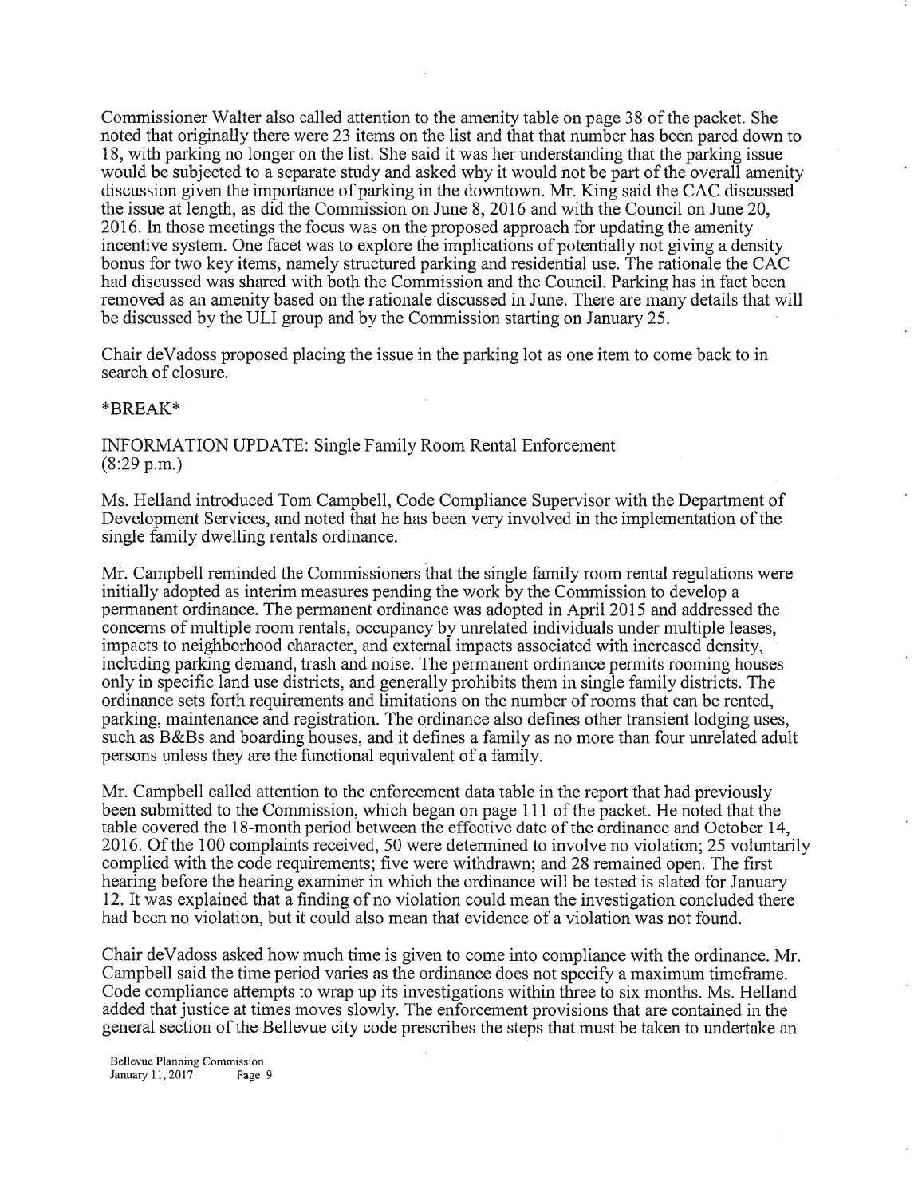Commissioner Walter also called attention to the amenity table on page 38 of the packet. She noted that originally there were 23 items on the list and that that number has been pared down to 18, with parking no longer on the list. She said it was her understanding that the parking issue would be subjected to a separate study and asked why it would not be part of the overall amenity discussion given the importance of parking in the downtown. Mr. King said the CAC discussed the issue at length, as did the Commission on June 8, 2016 and with the Council on June 20, 2016. In those meetings the focus was on the proposed approach for updating the amenity incentive system. One facet was to explore the implications of potentially not giving a density bonus for two key items, namely structured parking and residential use. The rationale the CAC had discussed was shared with both the Commission and the Council. Parking has in fact been removed as an amenity based on the rationale discussed in June. There are many details that will be discussed by the ULI group and by the Commission starting on January 25.

Chair deVadoss proposed placing the issue in the parking lot as one item to come back to in search of closure.

*BREAK*

INFORMATION UPDATE: Single Family Room Rental Enforcement
(8:29 p.m.)

Ms. Helland introduced Tom Campbell, Code Compliance Supervisor with the Department of Development Services, and noted that he has been very involved in the implementation of the single family dwelling rentals ordinance.

Mr. Campbell reminded the Commissioners that the single family room rental regulations were initially adopted as interim measures pending the work by the Commission to develop a permanent ordinance. The permanent ordinance was adopted in April 2015 and addressed the concerns of multiple room rentals, occupancy by unrelated individuals under multiple leases, impacts to neighborhood character, and external impacts associated with increased density, including parking demand, trash and noise. The permanent ordinance permits rooming houses only in specific land use districts, and generally prohibits them in single family districts. The ordinance sets forth requirements and limitations on the number of rooms that can be rented, parking, maintenance and registration. The ordinance also defines other transient lodging uses, such as B&Bs and boarding houses, and it defines a family as no more than four unrelated adult persons unless they are the functional equivalent of a family.

Mr. Campbell called attention to the enforcement data table in the report that had previously been submitted to the Commission, which began on page 111 of the packet. He noted that the table covered the 18-month period between the effective date of the ordinance and October 14, 2016. Of the 100 complaints received, 50 were determined to involve no violation; 25 voluntarily complied with the code requirements; five were withdrawn; and 28 remained open. The first hearing before the hearing examiner in which the ordinance will be tested is slated for January 12. It was explained that a finding of no violation could mean the investigation concluded there had been no violation, but it could also mean that evidence of a violation was not found.

Chair deVadoss asked how much time is given to come into compliance with the ordinance. Mr. Campbell said the time period varies as the ordinance does not specify a maximum timeframe. Code compliance attempts to wrap up its investigations within three to six months. Ms. Helland added that justice at times moves slowly. The enforcement provisions that are contained in the general section of the Bellevue city code prescribes the steps that must be taken to undertake an